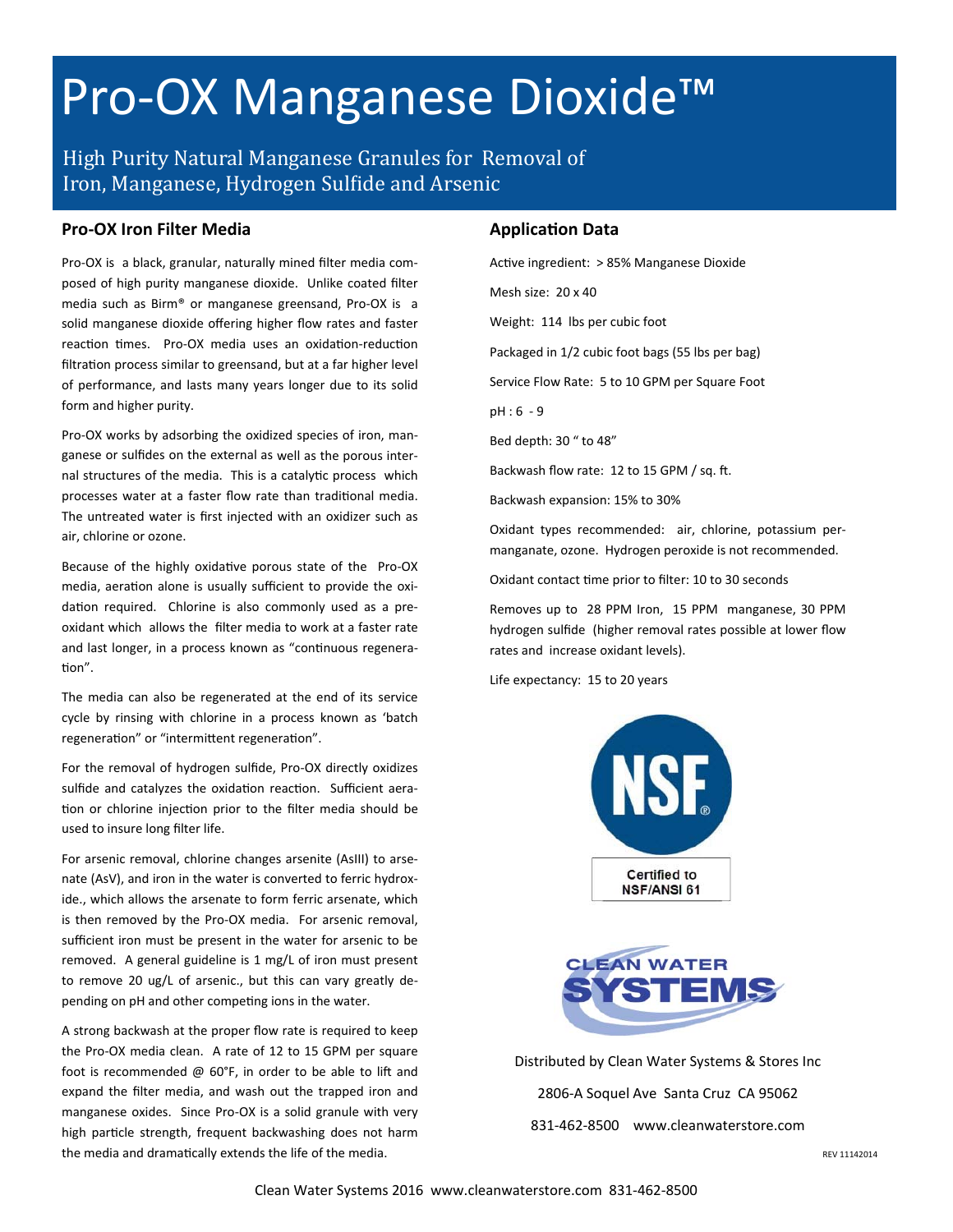# Pro-OX Manganese Dioxide™

High Purity Natural Manganese Granules for Removal of Iron, Manganese, Hydrogen Sulfide and Arsenic

## Pro-OX Iron Filter Media

Pro-OX is a black, granular, naturally mined filter media composed of high purity manganese dioxide. Unlike coated filter media such as Birm® or manganese greensand, Pro-OX is a solid manganese dioxide offering higher flow rates and faster reaction times. Pro-OX media uses an oxidation-reduction filtration process similar to greensand, but at a far higher level of performance, and lasts many years longer due to its solid form and higher purity.

Pro-OX works by adsorbing the oxidized species of iron, manganese or sulfides on the external as well as the porous internal structures of the media. This is a catalytic process which processes water at a faster flow rate than traditional media. The untreated water is first injected with an oxidizer such as air, chlorine or ozone.

Because of the highly oxidative porous state of the Pro-OX media, aeration alone is usually sufficient to provide the oxidation required. Chlorine is also commonly used as a pre-oxidant which allows the filter media to work at a faster rate and last longer, in a process known as "continuous regeneration".

The media can also be regenerated at the end of its service cycle by rinsing with chlorine in a process known as 'batch regeneration" or "intermittent regeneration".

For the removal of hydrogen sulfide, Pro-OX directly oxidizes sulfide and catalyzes the oxidation reaction. Sufficient aeration or chlorine injection prior to the filter media should be used to insure long filter life.

For arsenic removal, chlorine changes arsenite (AsIII) to arsenate (AsV), and iron in the water is converted to ferric hydroxide., which allows the arsenate to form ferric arsenate, which is then removed by the Pro-OX media. For arsenic removal, sufficient iron must be present in the water for arsenic to be removed. A general guideline is 1 mg/L of iron must present to remove 20 ug/L of arsenic., but this can vary greatly depending on pH and other competing ions in the water.

A strong backwash at the proper flow rate is required to keep the Pro-OX media clean. A rate of 12 to 15 GPM per square foot is recommended @ 60°F, in order to be able to lift and expand the filter media, and wash out the trapped iron and manganese oxides. Since Pro-OX is a solid granule with very high particle strength, frequent backwashing does not harm the media and dramatically extends the life of the media.

## Application Data

Active ingredient: > 85% Manganese Dioxide

Mesh size: 20 x 40

Weight: 114 lbs per cubic foot

Packaged in 1/2 cubic foot bags (55 lbs per bag)

Service Flow Rate: 5 to 10 GPM per Square Foot

pH : 6 - 9

Bed depth: 30 " to 48"

Backwash flow rate: 12 to 15 GPM / sq. ft.

Backwash expansion: 15% to 30%

Oxidant types recommended: air, chlorine, potassium permanganate, ozone. Hydrogen peroxide is not recommended.

Oxidant contact time prior to filter: 10 to 30 seconds

Removes up to 28 PPM Iron, 15 PPM manganese, 30 PPM hydrogen sulfide (higher removal rates possible at lower flow rates and increase oxidant levels).

Life expectancy: 15 to 20 years

NSF®

Certified to NSF/ANSI 61

CLEAN WATER SYSTEMS

Distributed by Clean Water Systems & Stores Inc

2806-A Soquel Ave Santa Cruz CA 95062

831-462-8500 www.cleanwaterstore.com

REV 11142014

Clean Water Systems 2016 www.cleanwaterstore.com 831-462-8500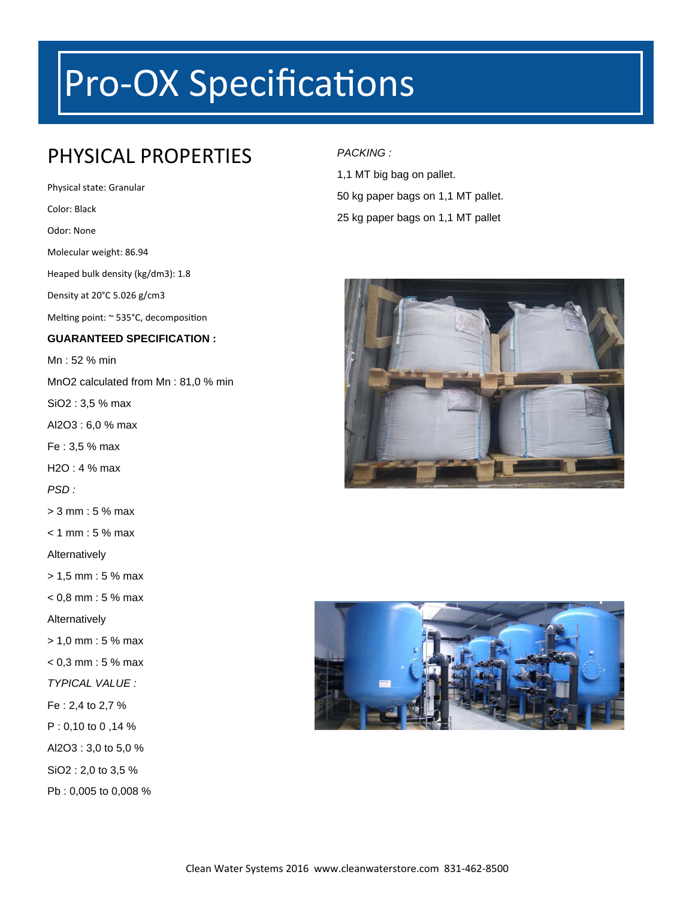# Pro-OX Specifications

## PHYSICAL PROPERTIES

Physical state: Granular

Color: Black

Odor: None

Molecular weight: 86.94

Heaped bulk density (kg/dm3): 1.8

Density at 20°C 5.026 g/cm3

Melting point: ~ 535°C, decomposition

**GUARANTEED SPECIFICATION :**

Mn : 52 % min

$MnO_2$ calculated from Mn : 81,0 % min

$SiO_2$ : 3,5 % max

$Al_2O_3$ : 6,0 % max

Fe : 3,5 % max

$H_2O$ : 4 % max

*PSD :*

> 3 mm : 5 % max

< 1 mm : 5 % max

Alternatively

> 1,5 mm : 5 % max

< 0,8 mm : 5 % max

Alternatively

> 1,0 mm : 5 % max

< 0,3 mm : 5 % max

*TYPICAL VALUE :*

Fe : 2,4 to 2,7 %

P : 0,10 to 0 ,14 %

$Al_2O_3$ : 3,0 to 5,0 %

$SiO_2$ : 2,0 to 3,5 %

Pb : 0,005 to 0,008 %

*PACKING :*

1,1 MT big bag on pallet.

50 kg paper bags on 1,1 MT pallet.

25 kg paper bags on 1,1 MT pallet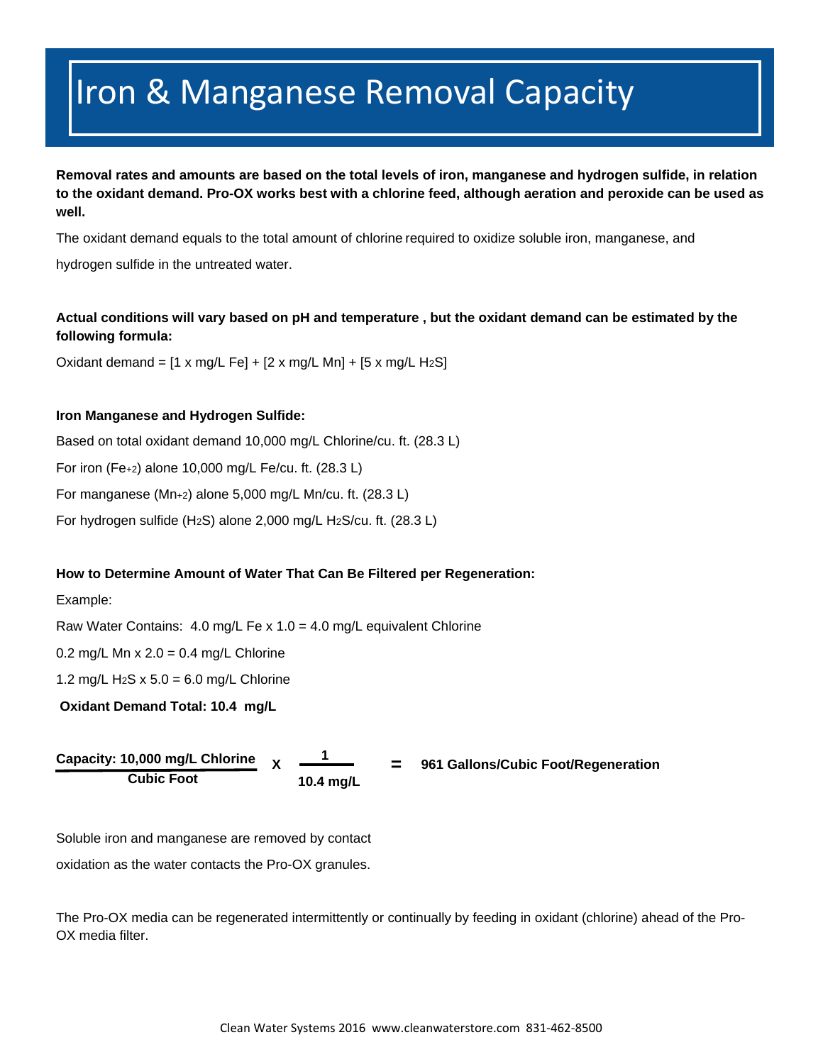# Iron & Manganese Removal Capacity

**Removal rates and amounts are based on the total levels of iron, manganese and hydrogen sulfide, in relation to the oxidant demand. Pro-OX works best with a chlorine feed, although aeration and peroxide can be used as well.**

The oxidant demand equals to the total amount of chlorine required to oxidize soluble iron, manganese, and hydrogen sulfide in the untreated water.

**Actual conditions will vary based on pH and temperature , but the oxidant demand can be estimated by the following formula:**

Oxidant demand = [1 x mg/L Fe] + [2 x mg/L Mn] + [5 x mg/L $H_2S$]

**Iron Manganese and Hydrogen Sulfide:**

Based on total oxidant demand 10,000 mg/L Chlorine/cu. ft. (28.3 L)

For iron ($Fe^{+2}$) alone 10,000 mg/L Fe/cu. ft. (28.3 L)

For manganese ($Mn^{+2}$) alone 5,000 mg/L Mn/cu. ft. (28.3 L)

For hydrogen sulfide ($H_2S$) alone 2,000 mg/L $H_2S$/cu. ft. (28.3 L)

**How to Determine Amount of Water That Can Be Filtered per Regeneration:**

Example:

Raw Water Contains: 4.0 mg/L Fe x 1.0 = 4.0 mg/L equivalent Chlorine

0.2 mg/L Mn x 2.0 = 0.4 mg/L Chlorine

1.2 mg/L $H_2S$ x 5.0 = 6.0 mg/L Chlorine

**Oxidant Demand Total: 10.4 mg/L**

$$\frac{\textbf{Capacity: 10,000 mg/L Chlorine}}{\textbf{Cubic Foot}} \times \frac{\textbf{1}}{\textbf{10.4 mg/L}} = \textbf{961 Gallons/Cubic Foot/Regeneration}$$

Soluble iron and manganese are removed by contact oxidation as the water contacts the Pro-OX granules.

The Pro-OX media can be regenerated intermittently or continually by feeding in oxidant (chlorine) ahead of the Pro-OX media filter.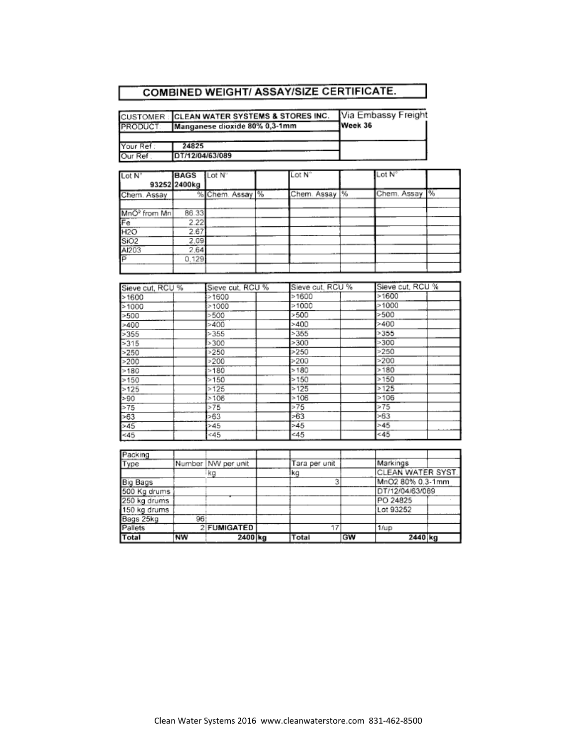# COMBINED WEIGHT/ ASSAY/SIZE CERTIFICATE.

| | | |
|---|---|---|
| CUSTOMER : | CLEAN WATER SYSTEMS & STORES INC. | Via Embassy Freight |
| PRODUCT: | Manganese dioxide 80% 0,3-1mm | Week 36 |
| | | |
| Your Ref : | 24825 | |
| Our Ref : | DT/12/04/63/089 | |

| Lot N° 93252 | BAGS 2400kg | Lot N° | | Lot N° | | Lot N° | |
|---|---|---|---|---|---|---|---|
| Chem. Assay | % | Chem. Assay | % | Chem. Assay | % | Chem. Assay | % |
| | | | | | | | |
| $MnO^2$ from Mn | 86.33 | | | | | | |
| Fe | 2.22 | | | | | | |
| $H2O$ | 2.67 | | | | | | |
| $SiO2$ | 2,09 | | | | | | |
| $Al2O3$ | 2,64 | | | | | | |
| P | 0,129 | | | | | | |
| | | | | | | | |

| Sieve cut, RCU % | | Sieve cut, RCU % | | Sieve cut, RCU % | | Sieve cut, RCU % | |
|---|---|---|---|---|---|---|---|
| >1600 | | >1600 | | >1600 | | >1600 | |
| >1000 | | >1000 | | >1000 | | >1000 | |
| >500 | | >500 | | >500 | | >500 | |
| >400 | | >400 | | >400 | | >400 | |
| >355 | | >355 | | >355 | | >355 | |
| >315 | | >300 | | >300 | | >300 | |
| >250 | | >250 | | >250 | | >250 | |
| >200 | | >200 | | >200 | | >200 | |
| >180 | | >180 | | >180 | | >180 | |
| >150 | | >150 | | >150 | | >150 | |
| >125 | | >125 | | >125 | | >125 | |
| >90 | | >106 | | >106 | | >106 | |
| >75 | | >75 | | >75 | | >75 | |
| >63 | | >63 | | >63 | | >63 | |
| >45 | | >45 | | >45 | | >45 | |
| <45 | | <45 | | <45 | | <45 | |

| Packing | | | | | | | |
|---|---|---|---|---|---|---|---|
| Type | Number | NW per unit | | Tara per unit | | Markings | |
| | | kg | | kg | | CLEAN WATER SYST. | |
| Big Bags | | | | 3 | | MnO2 80% 0,3-1mm | |
| 500 Kg drums | | | | | | DT/12/04/63/089 | |
| 250 kg drums | | | | | | PO 24825 | |
| 150 kg drums | | | | | | Lot 93252 | |
| Bags 25kg | 96 | | | | | | |
| Pallets | 2 | FUMIGATED | | 17 | | 1/up | |
| Total | NW | 2400 | kg | Total | GW | 2440 | kg |

Clean Water Systems 2016 www.cleanwaterstore.com 831-462-8500